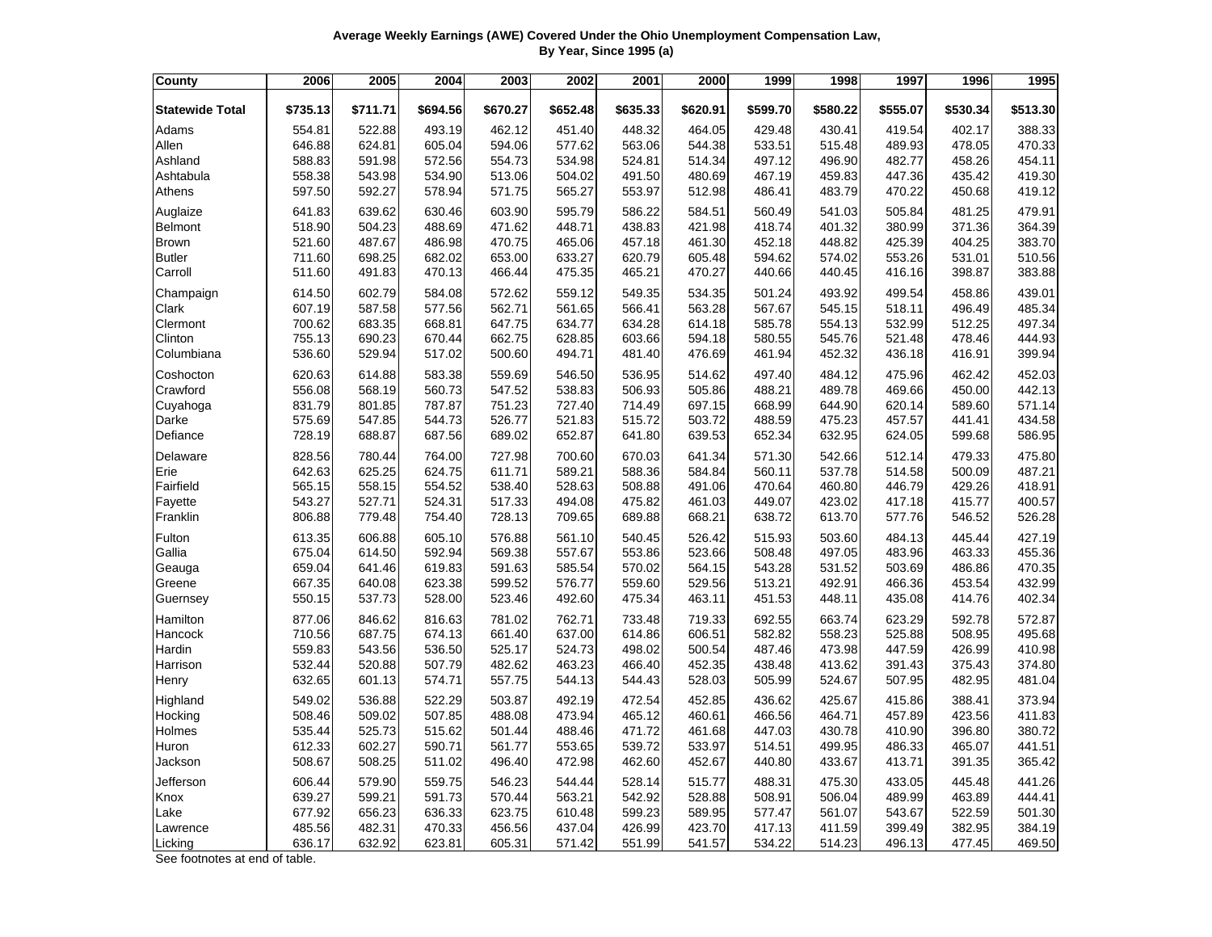**Average Weekly Earnings (AWE) Covered Under the Ohio Unemployment Compensation Law, By Year, Since 1995 (a)**

| County | 2006 | 2005 | 2004 | 2003 | 2002 | 2001 | 2000 | 1999 | 1998 | 1997 | 1996 | 1995 |
|---|---|---|---|---|---|---|---|---|---|---|---|---|
| **Statewide Total** | **$735.13** | **$711.71** | **$694.56** | **$670.27** | **$652.48** | **$635.33** | **$620.91** | **$599.70** | **$580.22** | **$555.07** | **$530.34** | **$513.30** |
| Adams | 554.81 | 522.88 | 493.19 | 462.12 | 451.40 | 448.32 | 464.05 | 429.48 | 430.41 | 419.54 | 402.17 | 388.33 |
| Allen | 646.88 | 624.81 | 605.04 | 594.06 | 577.62 | 563.06 | 544.38 | 533.51 | 515.48 | 489.93 | 478.05 | 470.33 |
| Ashland | 588.83 | 591.98 | 572.56 | 554.73 | 534.98 | 524.81 | 514.34 | 497.12 | 496.90 | 482.77 | 458.26 | 454.11 |
| Ashtabula | 558.38 | 543.98 | 534.90 | 513.06 | 504.02 | 491.50 | 480.69 | 467.19 | 459.83 | 447.36 | 435.42 | 419.30 |
| Athens | 597.50 | 592.27 | 578.94 | 571.75 | 565.27 | 553.97 | 512.98 | 486.41 | 483.79 | 470.22 | 450.68 | 419.12 |
| Auglaize | 641.83 | 639.62 | 630.46 | 603.90 | 595.79 | 586.22 | 584.51 | 560.49 | 541.03 | 505.84 | 481.25 | 479.91 |
| Belmont | 518.90 | 504.23 | 488.69 | 471.62 | 448.71 | 438.83 | 421.98 | 418.74 | 401.32 | 380.99 | 371.36 | 364.39 |
| Brown | 521.60 | 487.67 | 486.98 | 470.75 | 465.06 | 457.18 | 461.30 | 452.18 | 448.82 | 425.39 | 404.25 | 383.70 |
| Butler | 711.60 | 698.25 | 682.02 | 653.00 | 633.27 | 620.79 | 605.48 | 594.62 | 574.02 | 553.26 | 531.01 | 510.56 |
| Carroll | 511.60 | 491.83 | 470.13 | 466.44 | 475.35 | 465.21 | 470.27 | 440.66 | 440.45 | 416.16 | 398.87 | 383.88 |
| Champaign | 614.50 | 602.79 | 584.08 | 572.62 | 559.12 | 549.35 | 534.35 | 501.24 | 493.92 | 499.54 | 458.86 | 439.01 |
| Clark | 607.19 | 587.58 | 577.56 | 562.71 | 561.65 | 566.41 | 563.28 | 567.67 | 545.15 | 518.11 | 496.49 | 485.34 |
| Clermont | 700.62 | 683.35 | 668.81 | 647.75 | 634.77 | 634.28 | 614.18 | 585.78 | 554.13 | 532.99 | 512.25 | 497.34 |
| Clinton | 755.13 | 690.23 | 670.44 | 662.75 | 628.85 | 603.66 | 594.18 | 580.55 | 545.76 | 521.48 | 478.46 | 444.93 |
| Columbiana | 536.60 | 529.94 | 517.02 | 500.60 | 494.71 | 481.40 | 476.69 | 461.94 | 452.32 | 436.18 | 416.91 | 399.94 |
| Coshocton | 620.63 | 614.88 | 583.38 | 559.69 | 546.50 | 536.95 | 514.62 | 497.40 | 484.12 | 475.96 | 462.42 | 452.03 |
| Crawford | 556.08 | 568.19 | 560.73 | 547.52 | 538.83 | 506.93 | 505.86 | 488.21 | 489.78 | 469.66 | 450.00 | 442.13 |
| Cuyahoga | 831.79 | 801.85 | 787.87 | 751.23 | 727.40 | 714.49 | 697.15 | 668.99 | 644.90 | 620.14 | 589.60 | 571.14 |
| Darke | 575.69 | 547.85 | 544.73 | 526.77 | 521.83 | 515.72 | 503.72 | 488.59 | 475.23 | 457.57 | 441.41 | 434.58 |
| Defiance | 728.19 | 688.87 | 687.56 | 689.02 | 652.87 | 641.80 | 639.53 | 652.34 | 632.95 | 624.05 | 599.68 | 586.95 |
| Delaware | 828.56 | 780.44 | 764.00 | 727.98 | 700.60 | 670.03 | 641.34 | 571.30 | 542.66 | 512.14 | 479.33 | 475.80 |
| Erie | 642.63 | 625.25 | 624.75 | 611.71 | 589.21 | 588.36 | 584.84 | 560.11 | 537.78 | 514.58 | 500.09 | 487.21 |
| Fairfield | 565.15 | 558.15 | 554.52 | 538.40 | 528.63 | 508.88 | 491.06 | 470.64 | 460.80 | 446.79 | 429.26 | 418.91 |
| Fayette | 543.27 | 527.71 | 524.31 | 517.33 | 494.08 | 475.82 | 461.03 | 449.07 | 423.02 | 417.18 | 415.77 | 400.57 |
| Franklin | 806.88 | 779.48 | 754.40 | 728.13 | 709.65 | 689.88 | 668.21 | 638.72 | 613.70 | 577.76 | 546.52 | 526.28 |
| Fulton | 613.35 | 606.88 | 605.10 | 576.88 | 561.10 | 540.45 | 526.42 | 515.93 | 503.60 | 484.13 | 445.44 | 427.19 |
| Gallia | 675.04 | 614.50 | 592.94 | 569.38 | 557.67 | 553.86 | 523.66 | 508.48 | 497.05 | 483.96 | 463.33 | 455.36 |
| Geauga | 659.04 | 641.46 | 619.83 | 591.63 | 585.54 | 570.02 | 564.15 | 543.28 | 531.52 | 503.69 | 486.86 | 470.35 |
| Greene | 667.35 | 640.08 | 623.38 | 599.52 | 576.77 | 559.60 | 529.56 | 513.21 | 492.91 | 466.36 | 453.54 | 432.99 |
| Guernsey | 550.15 | 537.73 | 528.00 | 523.46 | 492.60 | 475.34 | 463.11 | 451.53 | 448.11 | 435.08 | 414.76 | 402.34 |
| Hamilton | 877.06 | 846.62 | 816.63 | 781.02 | 762.71 | 733.48 | 719.33 | 692.55 | 663.74 | 623.29 | 592.78 | 572.87 |
| Hancock | 710.56 | 687.75 | 674.13 | 661.40 | 637.00 | 614.86 | 606.51 | 582.82 | 558.23 | 525.88 | 508.95 | 495.68 |
| Hardin | 559.83 | 543.56 | 536.50 | 525.17 | 524.73 | 498.02 | 500.54 | 487.46 | 473.98 | 447.59 | 426.99 | 410.98 |
| Harrison | 532.44 | 520.88 | 507.79 | 482.62 | 463.23 | 466.40 | 452.35 | 438.48 | 413.62 | 391.43 | 375.43 | 374.80 |
| Henry | 632.65 | 601.13 | 574.71 | 557.75 | 544.13 | 544.43 | 528.03 | 505.99 | 524.67 | 507.95 | 482.95 | 481.04 |
| Highland | 549.02 | 536.88 | 522.29 | 503.87 | 492.19 | 472.54 | 452.85 | 436.62 | 425.67 | 415.86 | 388.41 | 373.94 |
| Hocking | 508.46 | 509.02 | 507.85 | 488.08 | 473.94 | 465.12 | 460.61 | 466.56 | 464.71 | 457.89 | 423.56 | 411.83 |
| Holmes | 535.44 | 525.73 | 515.62 | 501.44 | 488.46 | 471.72 | 461.68 | 447.03 | 430.78 | 410.90 | 396.80 | 380.72 |
| Huron | 612.33 | 602.27 | 590.71 | 561.77 | 553.65 | 539.72 | 533.97 | 514.51 | 499.95 | 486.33 | 465.07 | 441.51 |
| Jackson | 508.67 | 508.25 | 511.02 | 496.40 | 472.98 | 462.60 | 452.67 | 440.80 | 433.67 | 413.71 | 391.35 | 365.42 |
| Jefferson | 606.44 | 579.90 | 559.75 | 546.23 | 544.44 | 528.14 | 515.77 | 488.31 | 475.30 | 433.05 | 445.48 | 441.26 |
| Knox | 639.27 | 599.21 | 591.73 | 570.44 | 563.21 | 542.92 | 528.88 | 508.91 | 506.04 | 489.99 | 463.89 | 444.41 |
| Lake | 677.92 | 656.23 | 636.33 | 623.75 | 610.48 | 599.23 | 589.95 | 577.47 | 561.07 | 543.67 | 522.59 | 501.30 |
| Lawrence | 485.56 | 482.31 | 470.33 | 456.56 | 437.04 | 426.99 | 423.70 | 417.13 | 411.59 | 399.49 | 382.95 | 384.19 |
| Licking | 636.17 | 632.92 | 623.81 | 605.31 | 571.42 | 551.99 | 541.57 | 534.22 | 514.23 | 496.13 | 477.45 | 469.50 |

See footnotes at end of table.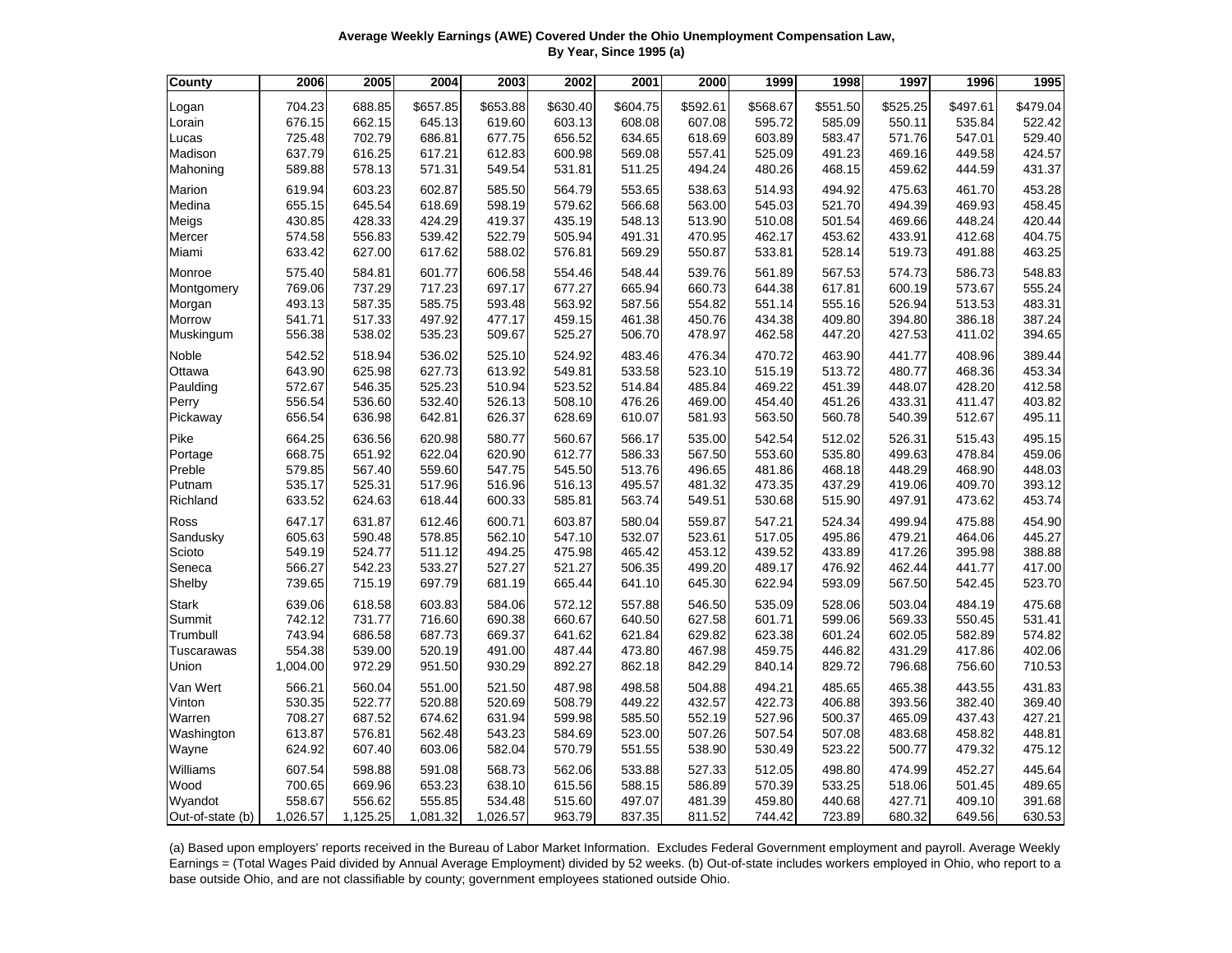**Average Weekly Earnings (AWE) Covered Under the Ohio Unemployment Compensation Law, By Year, Since 1995 (a)**

| County | 2006 | 2005 | 2004 | 2003 | 2002 | 2001 | 2000 | 1999 | 1998 | 1997 | 1996 | 1995 |
|---|---|---|---|---|---|---|---|---|---|---|---|---|
| Logan | 704.23 | 688.85 | $657.85 | $653.88 | $630.40 | $604.75 | $592.61 | $568.67 | $551.50 | $525.25 | $497.61 | $479.04 |
| Lorain | 676.15 | 662.15 | 645.13 | 619.60 | 603.13 | 608.08 | 607.08 | 595.72 | 585.09 | 550.11 | 535.84 | 522.42 |
| Lucas | 725.48 | 702.79 | 686.81 | 677.75 | 656.52 | 634.65 | 618.69 | 603.89 | 583.47 | 571.76 | 547.01 | 529.40 |
| Madison | 637.79 | 616.25 | 617.21 | 612.83 | 600.98 | 569.08 | 557.41 | 525.09 | 491.23 | 469.16 | 449.58 | 424.57 |
| Mahoning | 589.88 | 578.13 | 571.31 | 549.54 | 531.81 | 511.25 | 494.24 | 480.26 | 468.15 | 459.62 | 444.59 | 431.37 |
| Marion | 619.94 | 603.23 | 602.87 | 585.50 | 564.79 | 553.65 | 538.63 | 514.93 | 494.92 | 475.63 | 461.70 | 453.28 |
| Medina | 655.15 | 645.54 | 618.69 | 598.19 | 579.62 | 566.68 | 563.00 | 545.03 | 521.70 | 494.39 | 469.93 | 458.45 |
| Meigs | 430.85 | 428.33 | 424.29 | 419.37 | 435.19 | 548.13 | 513.90 | 510.08 | 501.54 | 469.66 | 448.24 | 420.44 |
| Mercer | 574.58 | 556.83 | 539.42 | 522.79 | 505.94 | 491.31 | 470.95 | 462.17 | 453.62 | 433.91 | 412.68 | 404.75 |
| Miami | 633.42 | 627.00 | 617.62 | 588.02 | 576.81 | 569.29 | 550.87 | 533.81 | 528.14 | 519.73 | 491.88 | 463.25 |
| Monroe | 575.40 | 584.81 | 601.77 | 606.58 | 554.46 | 548.44 | 539.76 | 561.89 | 567.53 | 574.73 | 586.73 | 548.83 |
| Montgomery | 769.06 | 737.29 | 717.23 | 697.17 | 677.27 | 665.94 | 660.73 | 644.38 | 617.81 | 600.19 | 573.67 | 555.24 |
| Morgan | 493.13 | 587.35 | 585.75 | 593.48 | 563.92 | 587.56 | 554.82 | 551.14 | 555.16 | 526.94 | 513.53 | 483.31 |
| Morrow | 541.71 | 517.33 | 497.92 | 477.17 | 459.15 | 461.38 | 450.76 | 434.38 | 409.80 | 394.80 | 386.18 | 387.24 |
| Muskingum | 556.38 | 538.02 | 535.23 | 509.67 | 525.27 | 506.70 | 478.97 | 462.58 | 447.20 | 427.53 | 411.02 | 394.65 |
| Noble | 542.52 | 518.94 | 536.02 | 525.10 | 524.92 | 483.46 | 476.34 | 470.72 | 463.90 | 441.77 | 408.96 | 389.44 |
| Ottawa | 643.90 | 625.98 | 627.73 | 613.92 | 549.81 | 533.58 | 523.10 | 515.19 | 513.72 | 480.77 | 468.36 | 453.34 |
| Paulding | 572.67 | 546.35 | 525.23 | 510.94 | 523.52 | 514.84 | 485.84 | 469.22 | 451.39 | 448.07 | 428.20 | 412.58 |
| Perry | 556.54 | 536.60 | 532.40 | 526.13 | 508.10 | 476.26 | 469.00 | 454.40 | 451.26 | 433.31 | 411.47 | 403.82 |
| Pickaway | 656.54 | 636.98 | 642.81 | 626.37 | 628.69 | 610.07 | 581.93 | 563.50 | 560.78 | 540.39 | 512.67 | 495.11 |
| Pike | 664.25 | 636.56 | 620.98 | 580.77 | 560.67 | 566.17 | 535.00 | 542.54 | 512.02 | 526.31 | 515.43 | 495.15 |
| Portage | 668.75 | 651.92 | 622.04 | 620.90 | 612.77 | 586.33 | 567.50 | 553.60 | 535.80 | 499.63 | 478.84 | 459.06 |
| Preble | 579.85 | 567.40 | 559.60 | 547.75 | 545.50 | 513.76 | 496.65 | 481.86 | 468.18 | 448.29 | 468.90 | 448.03 |
| Putnam | 535.17 | 525.31 | 517.96 | 516.96 | 516.13 | 495.57 | 481.32 | 473.35 | 437.29 | 419.06 | 409.70 | 393.12 |
| Richland | 633.52 | 624.63 | 618.44 | 600.33 | 585.81 | 563.74 | 549.51 | 530.68 | 515.90 | 497.91 | 473.62 | 453.74 |
| Ross | 647.17 | 631.87 | 612.46 | 600.71 | 603.87 | 580.04 | 559.87 | 547.21 | 524.34 | 499.94 | 475.88 | 454.90 |
| Sandusky | 605.63 | 590.48 | 578.85 | 562.10 | 547.10 | 532.07 | 523.61 | 517.05 | 495.86 | 479.21 | 464.06 | 445.27 |
| Scioto | 549.19 | 524.77 | 511.12 | 494.25 | 475.98 | 465.42 | 453.12 | 439.52 | 433.89 | 417.26 | 395.98 | 388.88 |
| Seneca | 566.27 | 542.23 | 533.27 | 527.27 | 521.27 | 506.35 | 499.20 | 489.17 | 476.92 | 462.44 | 441.77 | 417.00 |
| Shelby | 739.65 | 715.19 | 697.79 | 681.19 | 665.44 | 641.10 | 645.30 | 622.94 | 593.09 | 567.50 | 542.45 | 523.70 |
| Stark | 639.06 | 618.58 | 603.83 | 584.06 | 572.12 | 557.88 | 546.50 | 535.09 | 528.06 | 503.04 | 484.19 | 475.68 |
| Summit | 742.12 | 731.77 | 716.60 | 690.38 | 660.67 | 640.50 | 627.58 | 601.71 | 599.06 | 569.33 | 550.45 | 531.41 |
| Trumbull | 743.94 | 686.58 | 687.73 | 669.37 | 641.62 | 621.84 | 629.82 | 623.38 | 601.24 | 602.05 | 582.89 | 574.82 |
| Tuscarawas | 554.38 | 539.00 | 520.19 | 491.00 | 487.44 | 473.80 | 467.98 | 459.75 | 446.82 | 431.29 | 417.86 | 402.06 |
| Union | 1,004.00 | 972.29 | 951.50 | 930.29 | 892.27 | 862.18 | 842.29 | 840.14 | 829.72 | 796.68 | 756.60 | 710.53 |
| Van Wert | 566.21 | 560.04 | 551.00 | 521.50 | 487.98 | 498.58 | 504.88 | 494.21 | 485.65 | 465.38 | 443.55 | 431.83 |
| Vinton | 530.35 | 522.77 | 520.88 | 520.69 | 508.79 | 449.22 | 432.57 | 422.73 | 406.88 | 393.56 | 382.40 | 369.40 |
| Warren | 708.27 | 687.52 | 674.62 | 631.94 | 599.98 | 585.50 | 552.19 | 527.96 | 500.37 | 465.09 | 437.43 | 427.21 |
| Washington | 613.87 | 576.81 | 562.48 | 543.23 | 584.69 | 523.00 | 507.26 | 507.54 | 507.08 | 483.68 | 458.82 | 448.81 |
| Wayne | 624.92 | 607.40 | 603.06 | 582.04 | 570.79 | 551.55 | 538.90 | 530.49 | 523.22 | 500.77 | 479.32 | 475.12 |
| Williams | 607.54 | 598.88 | 591.08 | 568.73 | 562.06 | 533.88 | 527.33 | 512.05 | 498.80 | 474.99 | 452.27 | 445.64 |
| Wood | 700.65 | 669.96 | 653.23 | 638.10 | 615.56 | 588.15 | 586.89 | 570.39 | 533.25 | 518.06 | 501.45 | 489.65 |
| Wyandot | 558.67 | 556.62 | 555.85 | 534.48 | 515.60 | 497.07 | 481.39 | 459.80 | 440.68 | 427.71 | 409.10 | 391.68 |
| Out-of-state (b) | 1,026.57 | 1,125.25 | 1,081.32 | 1,026.57 | 963.79 | 837.35 | 811.52 | 744.42 | 723.89 | 680.32 | 649.56 | 630.53 |

(a) Based upon employers' reports received in the Bureau of Labor Market Information. Excludes Federal Government employment and payroll. Average Weekly Earnings = (Total Wages Paid divided by Annual Average Employment) divided by 52 weeks. (b) Out-of-state includes workers employed in Ohio, who report to a base outside Ohio, and are not classifiable by county; government employees stationed outside Ohio.